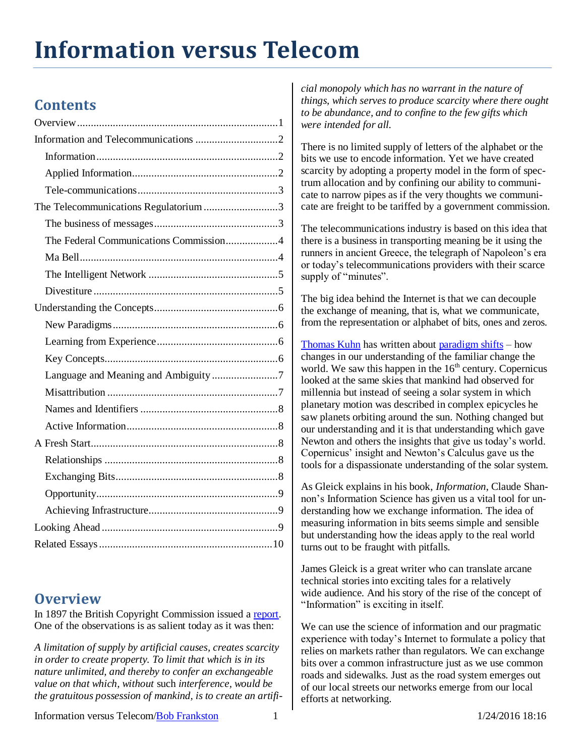# Information versus Telecom

## Contents

- Overview ... 1
- Information and Telecommunications ... 2
  - Information ... 2
  - Applied Information ... 2
  - Tele-communications ... 3
- The Telecommunications Regulatorium ... 3
  - The business of messages ... 3
  - The Federal Communications Commission ... 4
  - Ma Bell ... 4
  - The Intelligent Network ... 5
  - Divestiture ... 5
- Understanding the Concepts ... 6
  - New Paradigms ... 6
  - Learning from Experience ... 6
  - Key Concepts ... 6
  - Language and Meaning and Ambiguity ... 7
  - Misattribution ... 7
  - Names and Identifiers ... 8
  - Active Information ... 8
- A Fresh Start ... 8
  - Relationships ... 8
  - Exchanging Bits ... 8
  - Opportunity ... 9
  - Achieving Infrastructure ... 9
- Looking Ahead ... 9
- Related Essays ... 10

## Overview

In 1897 the British Copyright Commission issued a report. One of the observations is as salient today as it was then:

*A limitation of supply by artificial causes, creates scarcity in order to create property. To limit that which is in its nature unlimited, and thereby to confer an exchangeable value on that which, without* such *interference, would be the gratuitous possession of mankind, is to create an artificial monopoly which has no warrant in the nature of things, which serves to produce scarcity where there ought to be abundance, and to confine to the few gifts which were intended for all.*

There is no limited supply of letters of the alphabet or the bits we use to encode information. Yet we have created scarcity by adopting a property model in the form of spectrum allocation and by confining our ability to communicate to narrow pipes as if the very thoughts we communicate are freight to be tariffed by a government commission.

The telecommunications industry is based on this idea that there is a business in transporting meaning be it using the runners in ancient Greece, the telegraph of Napoleon's era or today's telecommunications providers with their scarce supply of "minutes".

The big idea behind the Internet is that we can decouple the exchange of meaning, that is, what we communicate, from the representation or alphabet of bits, ones and zeros.

Thomas Kuhn has written about paradigm shifts – how changes in our understanding of the familiar change the world. We saw this happen in the 16th century. Copernicus looked at the same skies that mankind had observed for millennia but instead of seeing a solar system in which planetary motion was described in complex epicycles he saw planets orbiting around the sun. Nothing changed but our understanding and it is that understanding which gave Newton and others the insights that give us today's world. Copernicus' insight and Newton's Calculus gave us the tools for a dispassionate understanding of the solar system.

As Gleick explains in his book, *Information,* Claude Shannon's Information Science has given us a vital tool for understanding how we exchange information. The idea of measuring information in bits seems simple and sensible but understanding how the ideas apply to the real world turns out to be fraught with pitfalls.

James Gleick is a great writer who can translate arcane technical stories into exciting tales for a relatively wide audience. And his story of the rise of the concept of "Information" is exciting in itself.

We can use the science of information and our pragmatic experience with today's Internet to formulate a policy that relies on markets rather than regulators. We can exchange bits over a common infrastructure just as we use common roads and sidewalks. Just as the road system emerges out of our local streets our networks emerge from our local efforts at networking.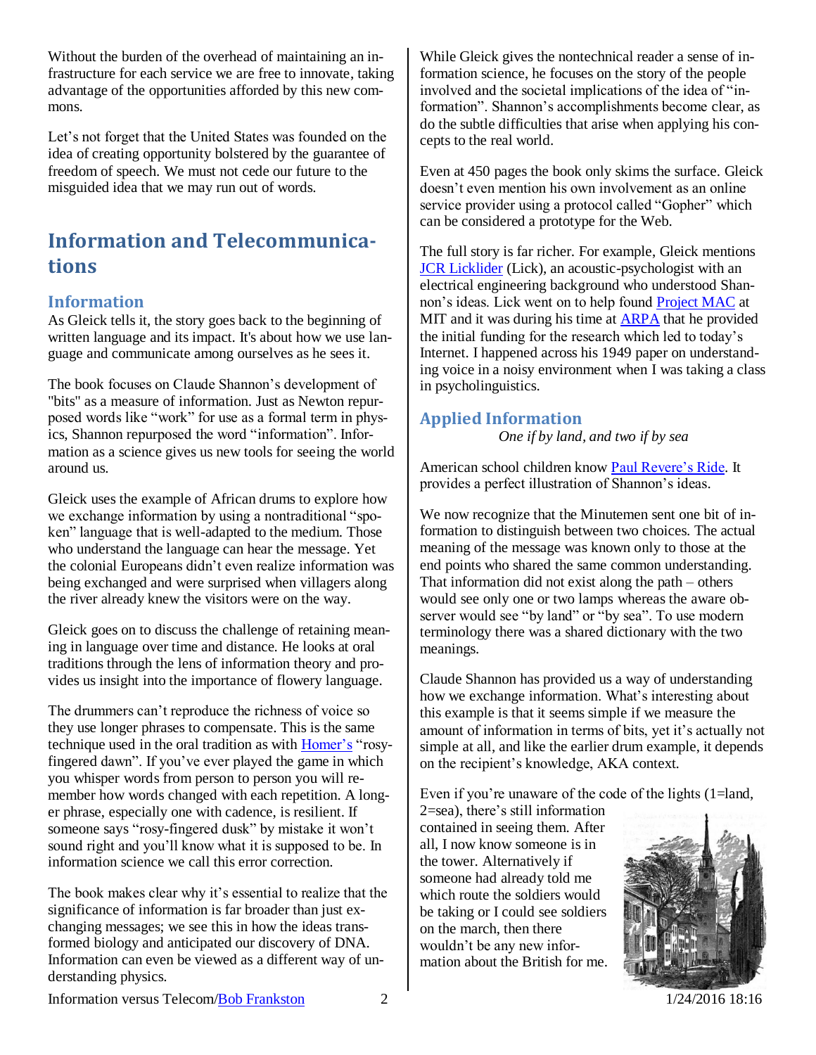Without the burden of the overhead of maintaining an infrastructure for each service we are free to innovate, taking advantage of the opportunities afforded by this new commons.

Let's not forget that the United States was founded on the idea of creating opportunity bolstered by the guarantee of freedom of speech. We must not cede our future to the misguided idea that we may run out of words.

# Information and Telecommunications

## Information

As Gleick tells it, the story goes back to the beginning of written language and its impact. It's about how we use language and communicate among ourselves as he sees it.

The book focuses on Claude Shannon's development of "bits" as a measure of information. Just as Newton repurposed words like "work" for use as a formal term in physics, Shannon repurposed the word "information". Information as a science gives us new tools for seeing the world around us.

Gleick uses the example of African drums to explore how we exchange information by using a nontraditional "spoken" language that is well-adapted to the medium. Those who understand the language can hear the message. Yet the colonial Europeans didn't even realize information was being exchanged and were surprised when villagers along the river already knew the visitors were on the way.

Gleick goes on to discuss the challenge of retaining meaning in language over time and distance. He looks at oral traditions through the lens of information theory and provides us insight into the importance of flowery language.

The drummers can't reproduce the richness of voice so they use longer phrases to compensate. This is the same technique used in the oral tradition as with Homer's "rosy-fingered dawn". If you've ever played the game in which you whisper words from person to person you will remember how words changed with each repetition. A longer phrase, especially one with cadence, is resilient. If someone says "rosy-fingered dusk" by mistake it won't sound right and you'll know what it is supposed to be. In information science we call this error correction.

The book makes clear why it's essential to realize that the significance of information is far broader than just exchanging messages; we see this in how the ideas transformed biology and anticipated our discovery of DNA. Information can even be viewed as a different way of understanding physics.

While Gleick gives the nontechnical reader a sense of information science, he focuses on the story of the people involved and the societal implications of the idea of "information". Shannon's accomplishments become clear, as do the subtle difficulties that arise when applying his concepts to the real world.

Even at 450 pages the book only skims the surface. Gleick doesn't even mention his own involvement as an online service provider using a protocol called "Gopher" which can be considered a prototype for the Web.

The full story is far richer. For example, Gleick mentions JCR Licklider (Lick), an acoustic-psychologist with an electrical engineering background who understood Shannon's ideas. Lick went on to help found Project MAC at MIT and it was during his time at ARPA that he provided the initial funding for the research which led to today's Internet. I happened across his 1949 paper on understanding voice in a noisy environment when I was taking a class in psycholinguistics.

## Applied Information

*One if by land, and two if by sea*

American school children know Paul Revere's Ride. It provides a perfect illustration of Shannon's ideas.

We now recognize that the Minutemen sent one bit of information to distinguish between two choices. The actual meaning of the message was known only to those at the end points who shared the same common understanding. That information did not exist along the path – others would see only one or two lamps whereas the aware observer would see "by land" or "by sea". To use modern terminology there was a shared dictionary with the two meanings.

Claude Shannon has provided us a way of understanding how we exchange information. What's interesting about this example is that it seems simple if we measure the amount of information in terms of bits, yet it's actually not simple at all, and like the earlier drum example, it depends on the recipient's knowledge, AKA context.

Even if you're unaware of the code of the lights (1=land, 2=sea), there's still information contained in seeing them. After all, I now know someone is in the tower. Alternatively if someone had already told me which route the soldiers would be taking or I could see soldiers on the march, then there wouldn't be any new information about the British for me.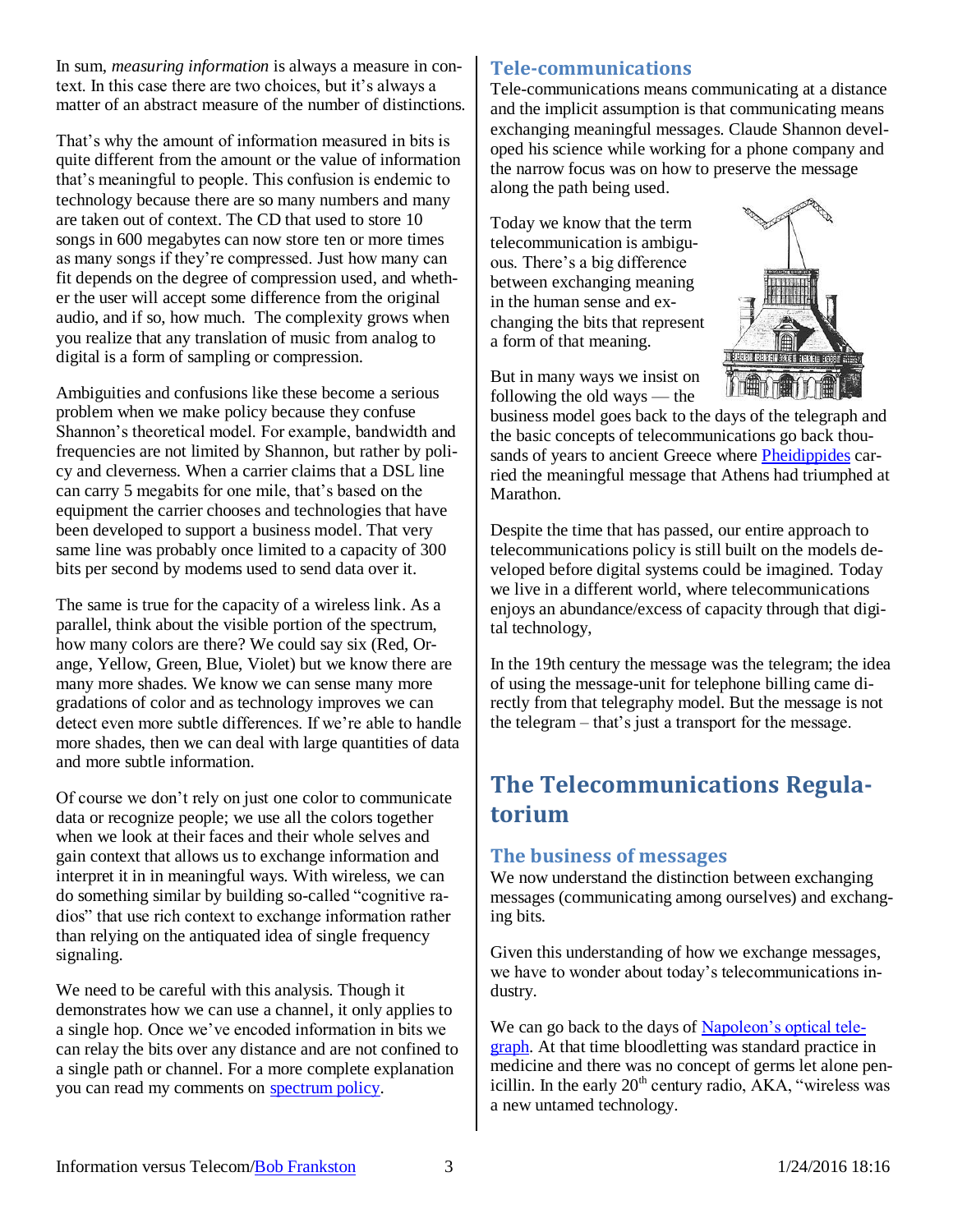In sum, *measuring information* is always a measure in context. In this case there are two choices, but it's always a matter of an abstract measure of the number of distinctions.

That's why the amount of information measured in bits is quite different from the amount or the value of information that's meaningful to people. This confusion is endemic to technology because there are so many numbers and many are taken out of context. The CD that used to store 10 songs in 600 megabytes can now store ten or more times as many songs if they're compressed. Just how many can fit depends on the degree of compression used, and whether the user will accept some difference from the original audio, and if so, how much. The complexity grows when you realize that any translation of music from analog to digital is a form of sampling or compression.

Ambiguities and confusions like these become a serious problem when we make policy because they confuse Shannon's theoretical model. For example, bandwidth and frequencies are not limited by Shannon, but rather by policy and cleverness. When a carrier claims that a DSL line can carry 5 megabits for one mile, that's based on the equipment the carrier chooses and technologies that have been developed to support a business model. That very same line was probably once limited to a capacity of 300 bits per second by modems used to send data over it.

The same is true for the capacity of a wireless link. As a parallel, think about the visible portion of the spectrum, how many colors are there? We could say six (Red, Orange, Yellow, Green, Blue, Violet) but we know there are many more shades. We know we can sense many more gradations of color and as technology improves we can detect even more subtle differences. If we're able to handle more shades, then we can deal with large quantities of data and more subtle information.

Of course we don't rely on just one color to communicate data or recognize people; we use all the colors together when we look at their faces and their whole selves and gain context that allows us to exchange information and interpret it in in meaningful ways. With wireless, we can do something similar by building so-called "cognitive radios" that use rich context to exchange information rather than relying on the antiquated idea of single frequency signaling.

We need to be careful with this analysis. Though it demonstrates how we can use a channel, it only applies to a single hop. Once we've encoded information in bits we can relay the bits over any distance and are not confined to a single path or channel. For a more complete explanation you can read my comments on [spectrum policy].

### Tele-communications

Tele-communications means communicating at a distance and the implicit assumption is that communicating means exchanging meaningful messages. Claude Shannon developed his science while working for a phone company and the narrow focus was on how to preserve the message along the path being used.

Today we know that the term telecommunication is ambiguous. There's a big difference between exchanging meaning in the human sense and exchanging the bits that represent a form of that meaning.

But in many ways we insist on following the old ways — the business model goes back to the days of the telegraph and the basic concepts of telecommunications go back thousands of years to ancient Greece where [Pheidippides] carried the meaningful message that Athens had triumphed at Marathon.

Despite the time that has passed, our entire approach to telecommunications policy is still built on the models developed before digital systems could be imagined. Today we live in a different world, where telecommunications enjoys an abundance/excess of capacity through that digital technology,

In the 19th century the message was the telegram; the idea of using the message-unit for telephone billing came directly from that telegraphy model. But the message is not the telegram – that's just a transport for the message.

## The Telecommunications Regulatorium

### The business of messages

We now understand the distinction between exchanging messages (communicating among ourselves) and exchanging bits.

Given this understanding of how we exchange messages, we have to wonder about today's telecommunications industry.

We can go back to the days of [Napoleon's optical telegraph]. At that time bloodletting was standard practice in medicine and there was no concept of germs let alone penicillin. In the early 20th century radio, AKA, "wireless was a new untamed technology.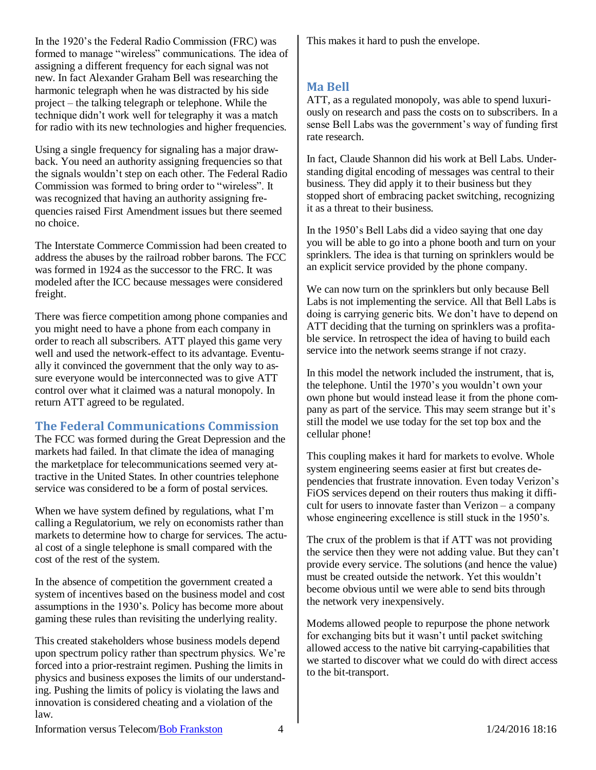In the 1920's the Federal Radio Commission (FRC) was formed to manage "wireless" communications. The idea of assigning a different frequency for each signal was not new. In fact Alexander Graham Bell was researching the harmonic telegraph when he was distracted by his side project – the talking telegraph or telephone. While the technique didn't work well for telegraphy it was a match for radio with its new technologies and higher frequencies.

Using a single frequency for signaling has a major drawback. You need an authority assigning frequencies so that the signals wouldn't step on each other. The Federal Radio Commission was formed to bring order to "wireless". It was recognized that having an authority assigning frequencies raised First Amendment issues but there seemed no choice.

The Interstate Commerce Commission had been created to address the abuses by the railroad robber barons. The FCC was formed in 1924 as the successor to the FRC. It was modeled after the ICC because messages were considered freight.

There was fierce competition among phone companies and you might need to have a phone from each company in order to reach all subscribers. ATT played this game very well and used the network-effect to its advantage. Eventually it convinced the government that the only way to assure everyone would be interconnected was to give ATT control over what it claimed was a natural monopoly. In return ATT agreed to be regulated.

## The Federal Communications Commission

The FCC was formed during the Great Depression and the markets had failed. In that climate the idea of managing the marketplace for telecommunications seemed very attractive in the United States. In other countries telephone service was considered to be a form of postal services.

When we have system defined by regulations, what I'm calling a Regulatorium, we rely on economists rather than markets to determine how to charge for services. The actual cost of a single telephone is small compared with the cost of the rest of the system.

In the absence of competition the government created a system of incentives based on the business model and cost assumptions in the 1930's. Policy has become more about gaming these rules than revisiting the underlying reality.

This created stakeholders whose business models depend upon spectrum policy rather than spectrum physics. We're forced into a prior-restraint regimen. Pushing the limits in physics and business exposes the limits of our understanding. Pushing the limits of policy is violating the laws and innovation is considered cheating and a violation of the law.

This makes it hard to push the envelope.

## Ma Bell

ATT, as a regulated monopoly, was able to spend luxuriously on research and pass the costs on to subscribers. In a sense Bell Labs was the government's way of funding first rate research.

In fact, Claude Shannon did his work at Bell Labs. Understanding digital encoding of messages was central to their business. They did apply it to their business but they stopped short of embracing packet switching, recognizing it as a threat to their business.

In the 1950's Bell Labs did a video saying that one day you will be able to go into a phone booth and turn on your sprinklers. The idea is that turning on sprinklers would be an explicit service provided by the phone company.

We can now turn on the sprinklers but only because Bell Labs is not implementing the service. All that Bell Labs is doing is carrying generic bits. We don't have to depend on ATT deciding that the turning on sprinklers was a profitable service. In retrospect the idea of having to build each service into the network seems strange if not crazy.

In this model the network included the instrument, that is, the telephone. Until the 1970's you wouldn't own your own phone but would instead lease it from the phone company as part of the service. This may seem strange but it's still the model we use today for the set top box and the cellular phone!

This coupling makes it hard for markets to evolve. Whole system engineering seems easier at first but creates dependencies that frustrate innovation. Even today Verizon's FiOS services depend on their routers thus making it difficult for users to innovate faster than Verizon – a company whose engineering excellence is still stuck in the 1950's.

The crux of the problem is that if ATT was not providing the service then they were not adding value. But they can't provide every service. The solutions (and hence the value) must be created outside the network. Yet this wouldn't become obvious until we were able to send bits through the network very inexpensively.

Modems allowed people to repurpose the phone network for exchanging bits but it wasn't until packet switching allowed access to the native bit carrying-capabilities that we started to discover what we could do with direct access to the bit-transport.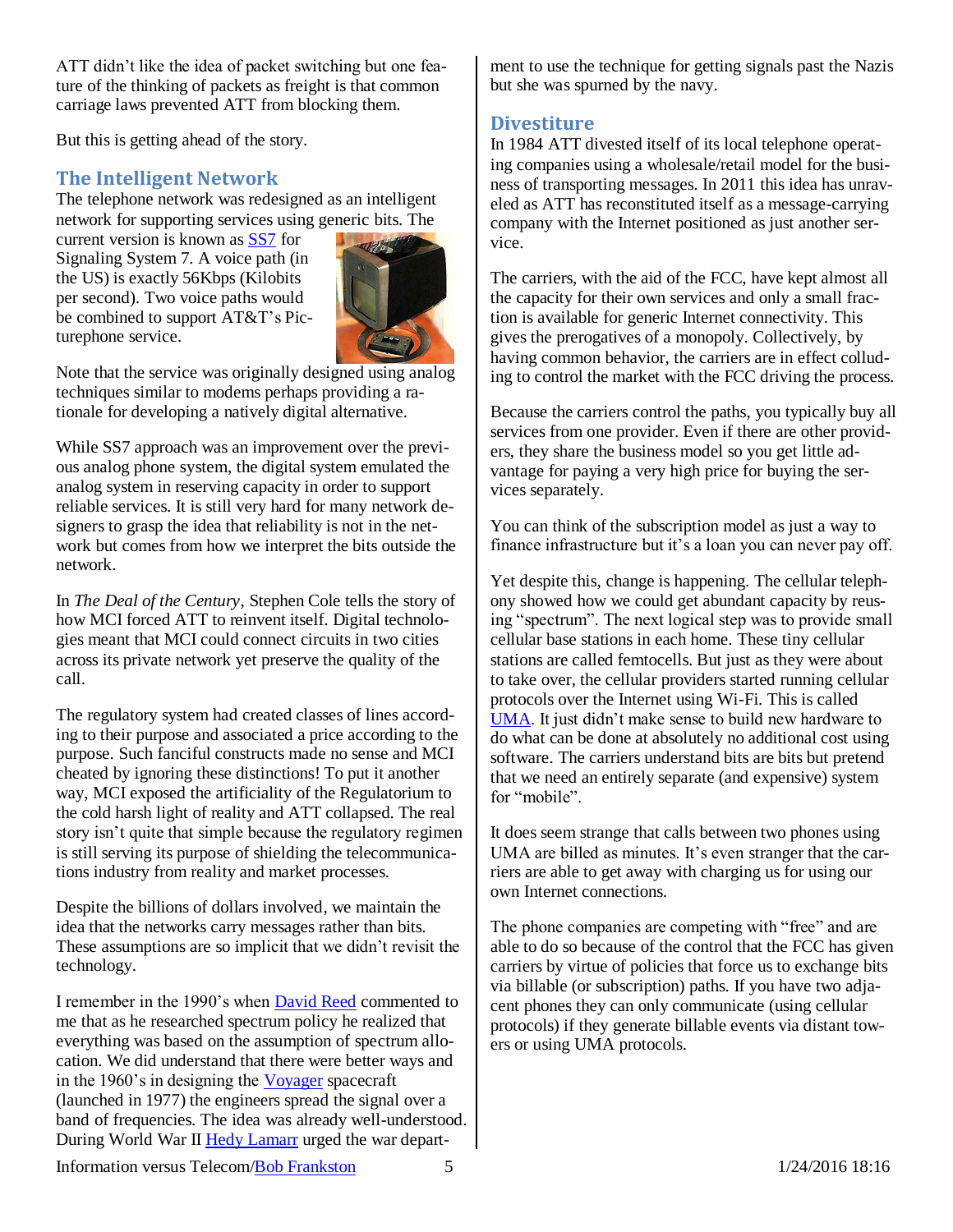ATT didn't like the idea of packet switching but one feature of the thinking of packets as freight is that common carriage laws prevented ATT from blocking them.

But this is getting ahead of the story.

## The Intelligent Network

The telephone network was redesigned as an intelligent network for supporting services using generic bits. The current version is known as SS7 for Signaling System 7. A voice path (in the US) is exactly 56Kbps (Kilobits per second). Two voice paths would be combined to support AT&T's Picturephone service.

Note that the service was originally designed using analog techniques similar to modems perhaps providing a rationale for developing a natively digital alternative.

While SS7 approach was an improvement over the previous analog phone system, the digital system emulated the analog system in reserving capacity in order to support reliable services. It is still very hard for many network designers to grasp the idea that reliability is not in the network but comes from how we interpret the bits outside the network.

In *The Deal of the Century*, Stephen Cole tells the story of how MCI forced ATT to reinvent itself. Digital technologies meant that MCI could connect circuits in two cities across its private network yet preserve the quality of the call.

The regulatory system had created classes of lines according to their purpose and associated a price according to the purpose. Such fanciful constructs made no sense and MCI cheated by ignoring these distinctions! To put it another way, MCI exposed the artificiality of the Regulatorium to the cold harsh light of reality and ATT collapsed. The real story isn't quite that simple because the regulatory regimen is still serving its purpose of shielding the telecommunications industry from reality and market processes.

Despite the billions of dollars involved, we maintain the idea that the networks carry messages rather than bits. These assumptions are so implicit that we didn't revisit the technology.

I remember in the 1990's when David Reed commented to me that as he researched spectrum policy he realized that everything was based on the assumption of spectrum allocation. We did understand that there were better ways and in the 1960's in designing the Voyager spacecraft (launched in 1977) the engineers spread the signal over a band of frequencies. The idea was already well-understood. During World War II Hedy Lamarr urged the war department to use the technique for getting signals past the Nazis but she was spurned by the navy.

## Divestiture

In 1984 ATT divested itself of its local telephone operating companies using a wholesale/retail model for the business of transporting messages. In 2011 this idea has unraveled as ATT has reconstituted itself as a message-carrying company with the Internet positioned as just another service.

The carriers, with the aid of the FCC, have kept almost all the capacity for their own services and only a small fraction is available for generic Internet connectivity. This gives the prerogatives of a monopoly. Collectively, by having common behavior, the carriers are in effect colluding to control the market with the FCC driving the process.

Because the carriers control the paths, you typically buy all services from one provider. Even if there are other providers, they share the business model so you get little advantage for paying a very high price for buying the services separately.

You can think of the subscription model as just a way to finance infrastructure but it's a loan you can never pay off.

Yet despite this, change is happening. The cellular telephony showed how we could get abundant capacity by reusing "spectrum". The next logical step was to provide small cellular base stations in each home. These tiny cellular stations are called femtocells. But just as they were about to take over, the cellular providers started running cellular protocols over the Internet using Wi-Fi. This is called UMA. It just didn't make sense to build new hardware to do what can be done at absolutely no additional cost using software. The carriers understand bits are bits but pretend that we need an entirely separate (and expensive) system for "mobile".

It does seem strange that calls between two phones using UMA are billed as minutes. It's even stranger that the carriers are able to get away with charging us for using our own Internet connections.

The phone companies are competing with "free" and are able to do so because of the control that the FCC has given carriers by virtue of policies that force us to exchange bits via billable (or subscription) paths. If you have two adjacent phones they can only communicate (using cellular protocols) if they generate billable events via distant towers or using UMA protocols.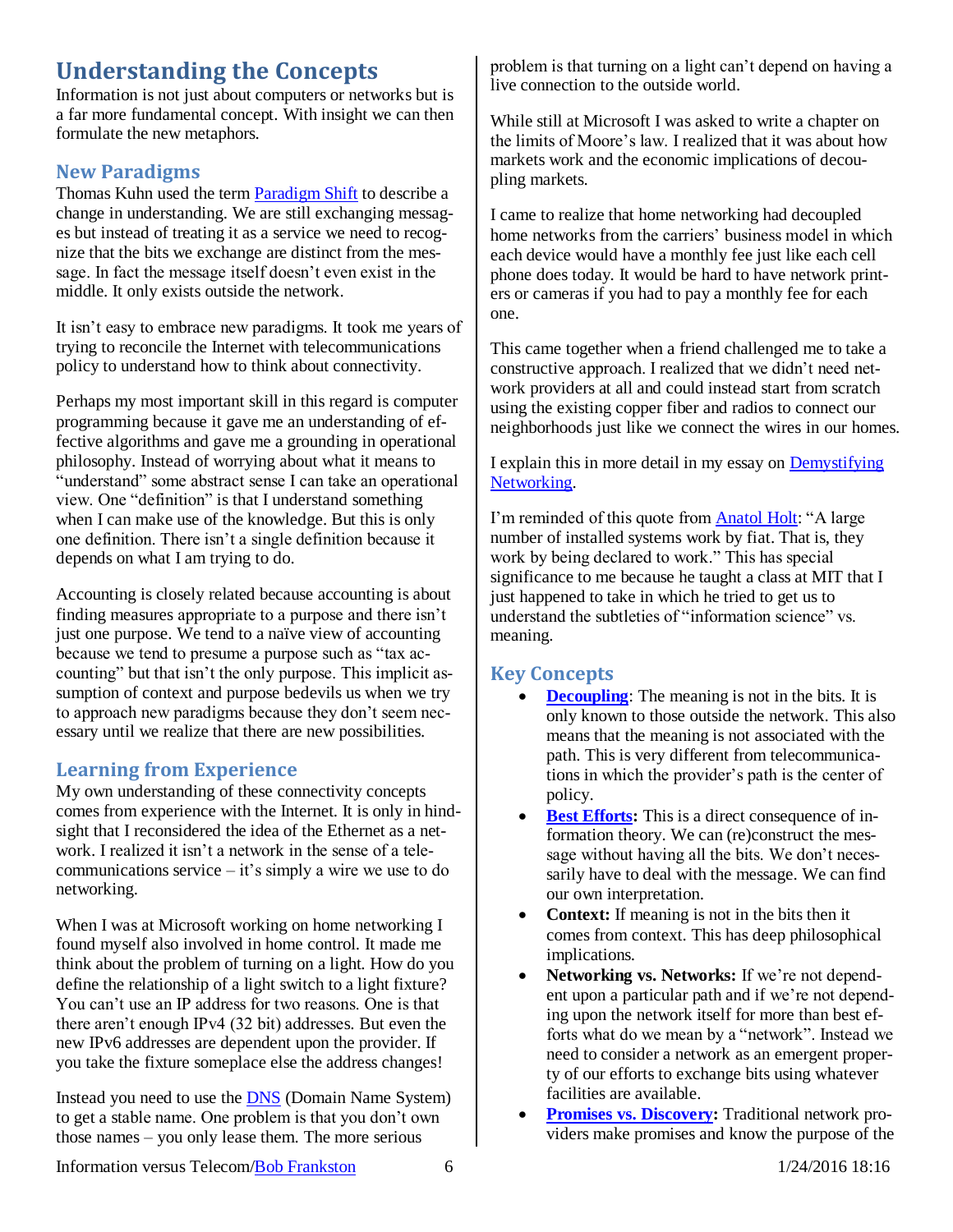## Understanding the Concepts

Information is not just about computers or networks but is a far more fundamental concept. With insight we can then formulate the new metaphors.

### New Paradigms

Thomas Kuhn used the term Paradigm Shift to describe a change in understanding. We are still exchanging messages but instead of treating it as a service we need to recognize that the bits we exchange are distinct from the message. In fact the message itself doesn't even exist in the middle. It only exists outside the network.

It isn't easy to embrace new paradigms. It took me years of trying to reconcile the Internet with telecommunications policy to understand how to think about connectivity.

Perhaps my most important skill in this regard is computer programming because it gave me an understanding of effective algorithms and gave me a grounding in operational philosophy. Instead of worrying about what it means to "understand" some abstract sense I can take an operational view. One "definition" is that I understand something when I can make use of the knowledge. But this is only one definition. There isn't a single definition because it depends on what I am trying to do.

Accounting is closely related because accounting is about finding measures appropriate to a purpose and there isn't just one purpose. We tend to a naïve view of accounting because we tend to presume a purpose such as "tax accounting" but that isn't the only purpose. This implicit assumption of context and purpose bedevils us when we try to approach new paradigms because they don't seem necessary until we realize that there are new possibilities.

### Learning from Experience

My own understanding of these connectivity concepts comes from experience with the Internet. It is only in hindsight that I reconsidered the idea of the Ethernet as a network. I realized it isn't a network in the sense of a telecommunications service – it's simply a wire we use to do networking.

When I was at Microsoft working on home networking I found myself also involved in home control. It made me think about the problem of turning on a light. How do you define the relationship of a light switch to a light fixture? You can't use an IP address for two reasons. One is that there aren't enough IPv4 (32 bit) addresses. But even the new IPv6 addresses are dependent upon the provider. If you take the fixture someplace else the address changes!

Instead you need to use the DNS (Domain Name System) to get a stable name. One problem is that you don't own those names – you only lease them. The more serious problem is that turning on a light can't depend on having a live connection to the outside world.

While still at Microsoft I was asked to write a chapter on the limits of Moore's law. I realized that it was about how markets work and the economic implications of decoupling markets.

I came to realize that home networking had decoupled home networks from the carriers' business model in which each device would have a monthly fee just like each cell phone does today. It would be hard to have network printers or cameras if you had to pay a monthly fee for each one.

This came together when a friend challenged me to take a constructive approach. I realized that we didn't need network providers at all and could instead start from scratch using the existing copper fiber and radios to connect our neighborhoods just like we connect the wires in our homes.

I explain this in more detail in my essay on Demystifying Networking.

I'm reminded of this quote from Anatol Holt: "A large number of installed systems work by fiat. That is, they work by being declared to work." This has special significance to me because he taught a class at MIT that I just happened to take in which he tried to get us to understand the subtleties of "information science" vs. meaning.

### Key Concepts

- **Decoupling**: The meaning is not in the bits. It is only known to those outside the network. This also means that the meaning is not associated with the path. This is very different from telecommunications in which the provider's path is the center of policy.
- **Best Efforts:** This is a direct consequence of information theory. We can (re)construct the message without having all the bits. We don't necessarily have to deal with the message. We can find our own interpretation.
- **Context:** If meaning is not in the bits then it comes from context. This has deep philosophical implications.
- **Networking vs. Networks:** If we're not dependent upon a particular path and if we're not depending upon the network itself for more than best efforts what do we mean by a "network". Instead we need to consider a network as an emergent property of our efforts to exchange bits using whatever facilities are available.
- **Promises vs. Discovery:** Traditional network providers make promises and know the purpose of the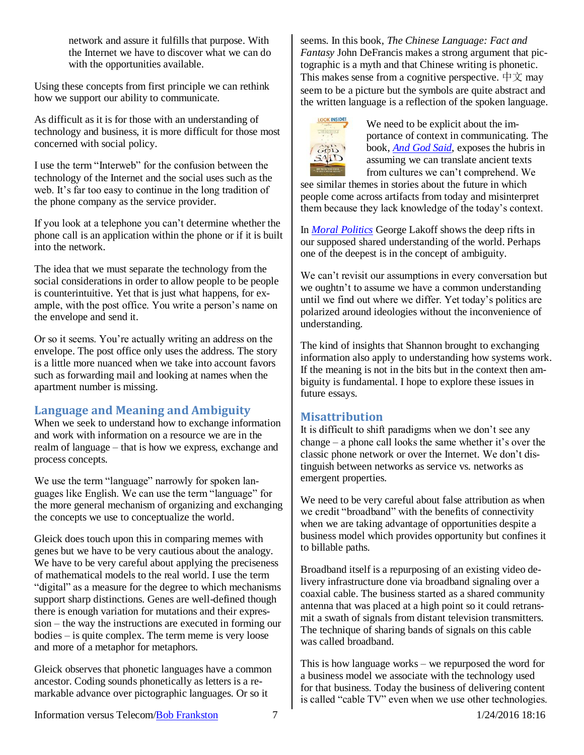network and assure it fulfills that purpose. With the Internet we have to discover what we can do with the opportunities available.

Using these concepts from first principle we can rethink how we support our ability to communicate.

As difficult as it is for those with an understanding of technology and business, it is more difficult for those most concerned with social policy.

I use the term "Interweb" for the confusion between the technology of the Internet and the social uses such as the web. It's far too easy to continue in the long tradition of the phone company as the service provider.

If you look at a telephone you can't determine whether the phone call is an application within the phone or if it is built into the network.

The idea that we must separate the technology from the social considerations in order to allow people to be people is counterintuitive. Yet that is just what happens, for example, with the post office. You write a person's name on the envelope and send it.

Or so it seems. You're actually writing an address on the envelope. The post office only uses the address. The story is a little more nuanced when we take into account favors such as forwarding mail and looking at names when the apartment number is missing.

## Language and Meaning and Ambiguity

When we seek to understand how to exchange information and work with information on a resource we are in the realm of language – that is how we express, exchange and process concepts.

We use the term "language" narrowly for spoken languages like English. We can use the term "language" for the more general mechanism of organizing and exchanging the concepts we use to conceptualize the world.

Gleick does touch upon this in comparing memes with genes but we have to be very cautious about the analogy. We have to be very careful about applying the preciseness of mathematical models to the real world. I use the term "digital" as a measure for the degree to which mechanisms support sharp distinctions. Genes are well-defined though there is enough variation for mutations and their expression – the way the instructions are executed in forming our bodies – is quite complex. The term meme is very loose and more of a metaphor for metaphors.

Gleick observes that phonetic languages have a common ancestor. Coding sounds phonetically as letters is a remarkable advance over pictographic languages. Or so it seems. In this book, *The Chinese Language: Fact and Fantasy* John DeFrancis makes a strong argument that pictographic is a myth and that Chinese writing is phonetic. This makes sense from a cognitive perspective. 中文 may seem to be a picture but the symbols are quite abstract and the written language is a reflection of the spoken language.

We need to be explicit about the importance of context in communicating. The book, *And God Said*, exposes the hubris in assuming we can translate ancient texts from cultures we can't comprehend. We see similar themes in stories about the future in which people come across artifacts from today and misinterpret them because they lack knowledge of the today's context.

In *Moral Politics* George Lakoff shows the deep rifts in our supposed shared understanding of the world. Perhaps one of the deepest is in the concept of ambiguity.

We can't revisit our assumptions in every conversation but we oughtn't to assume we have a common understanding until we find out where we differ. Yet today's politics are polarized around ideologies without the inconvenience of understanding.

The kind of insights that Shannon brought to exchanging information also apply to understanding how systems work. If the meaning is not in the bits but in the context then ambiguity is fundamental. I hope to explore these issues in future essays.

## Misattribution

It is difficult to shift paradigms when we don't see any change – a phone call looks the same whether it's over the classic phone network or over the Internet. We don't distinguish between networks as service vs. networks as emergent properties.

We need to be very careful about false attribution as when we credit "broadband" with the benefits of connectivity when we are taking advantage of opportunities despite a business model which provides opportunity but confines it to billable paths.

Broadband itself is a repurposing of an existing video delivery infrastructure done via broadband signaling over a coaxial cable. The business started as a shared community antenna that was placed at a high point so it could retransmit a swath of signals from distant television transmitters. The technique of sharing bands of signals on this cable was called broadband.

This is how language works – we repurposed the word for a business model we associate with the technology used for that business. Today the business of delivering content is called "cable TV" even when we use other technologies.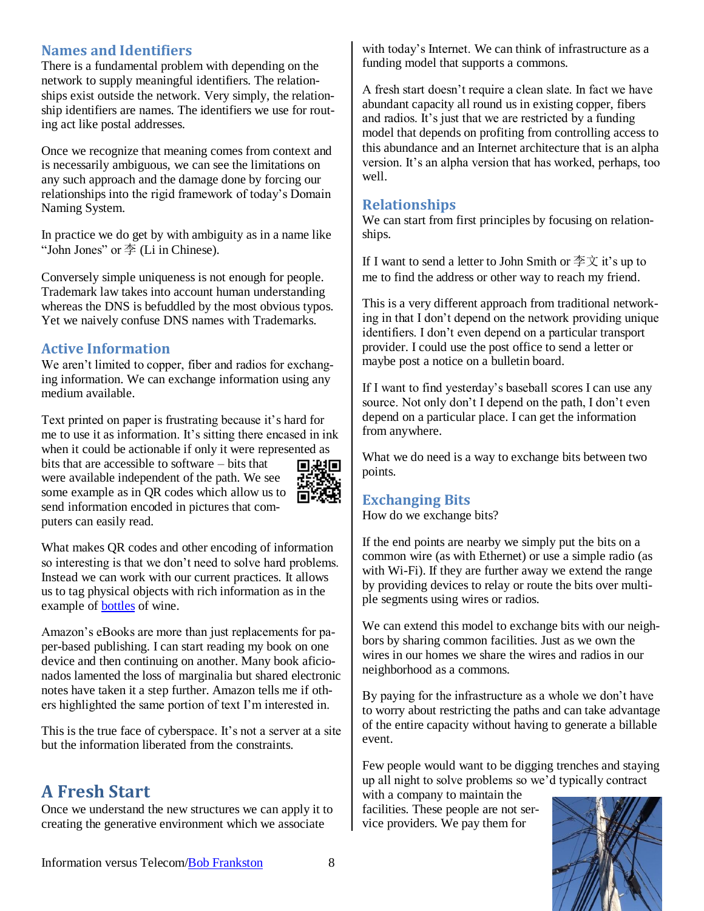## Names and Identifiers

There is a fundamental problem with depending on the network to supply meaningful identifiers. The relationships exist outside the network. Very simply, the relationship identifiers are names. The identifiers we use for routing act like postal addresses.

Once we recognize that meaning comes from context and is necessarily ambiguous, we can see the limitations on any such approach and the damage done by forcing our relationships into the rigid framework of today's Domain Naming System.

In practice we do get by with ambiguity as in a name like "John Jones" or 李 (Li in Chinese).

Conversely simple uniqueness is not enough for people. Trademark law takes into account human understanding whereas the DNS is befuddled by the most obvious typos. Yet we naively confuse DNS names with Trademarks.

## Active Information

We aren't limited to copper, fiber and radios for exchanging information. We can exchange information using any medium available.

Text printed on paper is frustrating because it's hard for me to use it as information. It's sitting there encased in ink when it could be actionable if only it were represented as bits that are accessible to software – bits that were available independent of the path. We see some example as in QR codes which allow us to send information encoded in pictures that computers can easily read.

What makes QR codes and other encoding of information so interesting is that we don't need to solve hard problems. Instead we can work with our current practices. It allows us to tag physical objects with rich information as in the example of bottles of wine.

Amazon's eBooks are more than just replacements for paper-based publishing. I can start reading my book on one device and then continuing on another. Many book aficionados lamented the loss of marginalia but shared electronic notes have taken it a step further. Amazon tells me if others highlighted the same portion of text I'm interested in.

This is the true face of cyberspace. It's not a server at a site but the information liberated from the constraints.

# A Fresh Start

Once we understand the new structures we can apply it to creating the generative environment which we associate with today's Internet. We can think of infrastructure as a funding model that supports a commons.

A fresh start doesn't require a clean slate. In fact we have abundant capacity all round us in existing copper, fibers and radios. It's just that we are restricted by a funding model that depends on profiting from controlling access to this abundance and an Internet architecture that is an alpha version. It's an alpha version that has worked, perhaps, too well.

## Relationships

We can start from first principles by focusing on relationships.

If I want to send a letter to John Smith or 李文 it's up to me to find the address or other way to reach my friend.

This is a very different approach from traditional networking in that I don't depend on the network providing unique identifiers. I don't even depend on a particular transport provider. I could use the post office to send a letter or maybe post a notice on a bulletin board.

If I want to find yesterday's baseball scores I can use any source. Not only don't I depend on the path, I don't even depend on a particular place. I can get the information from anywhere.

What we do need is a way to exchange bits between two points.

## Exchanging Bits

How do we exchange bits?

If the end points are nearby we simply put the bits on a common wire (as with Ethernet) or use a simple radio (as with Wi-Fi). If they are further away we extend the range by providing devices to relay or route the bits over multiple segments using wires or radios.

We can extend this model to exchange bits with our neighbors by sharing common facilities. Just as we own the wires in our homes we share the wires and radios in our neighborhood as a commons.

By paying for the infrastructure as a whole we don't have to worry about restricting the paths and can take advantage of the entire capacity without having to generate a billable event.

Few people would want to be digging trenches and staying up all night to solve problems so we'd typically contract with a company to maintain the facilities. These people are not service providers. We pay them for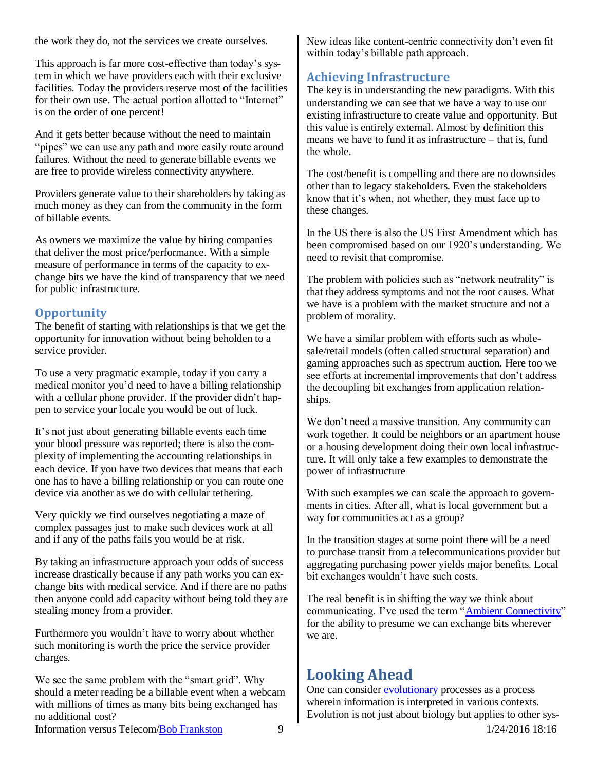the work they do, not the services we create ourselves.

This approach is far more cost-effective than today's system in which we have providers each with their exclusive facilities. Today the providers reserve most of the facilities for their own use. The actual portion allotted to "Internet" is on the order of one percent!

And it gets better because without the need to maintain "pipes" we can use any path and more easily route around failures. Without the need to generate billable events we are free to provide wireless connectivity anywhere.

Providers generate value to their shareholders by taking as much money as they can from the community in the form of billable events.

As owners we maximize the value by hiring companies that deliver the most price/performance. With a simple measure of performance in terms of the capacity to exchange bits we have the kind of transparency that we need for public infrastructure.

## Opportunity

The benefit of starting with relationships is that we get the opportunity for innovation without being beholden to a service provider.

To use a very pragmatic example, today if you carry a medical monitor you'd need to have a billing relationship with a cellular phone provider. If the provider didn't happen to service your locale you would be out of luck.

It's not just about generating billable events each time your blood pressure was reported; there is also the complexity of implementing the accounting relationships in each device. If you have two devices that means that each one has to have a billing relationship or you can route one device via another as we do with cellular tethering.

Very quickly we find ourselves negotiating a maze of complex passages just to make such devices work at all and if any of the paths fails you would be at risk.

By taking an infrastructure approach your odds of success increase drastically because if any path works you can exchange bits with medical service. And if there are no paths then anyone could add capacity without being told they are stealing money from a provider.

Furthermore you wouldn't have to worry about whether such monitoring is worth the price the service provider charges.

We see the same problem with the "smart grid". Why should a meter reading be a billable event when a webcam with millions of times as many bits being exchanged has no additional cost?

New ideas like content-centric connectivity don't even fit within today's billable path approach.

## Achieving Infrastructure

The key is in understanding the new paradigms. With this understanding we can see that we have a way to use our existing infrastructure to create value and opportunity. But this value is entirely external. Almost by definition this means we have to fund it as infrastructure – that is, fund the whole.

The cost/benefit is compelling and there are no downsides other than to legacy stakeholders. Even the stakeholders know that it's when, not whether, they must face up to these changes.

In the US there is also the US First Amendment which has been compromised based on our 1920's understanding. We need to revisit that compromise.

The problem with policies such as "network neutrality" is that they address symptoms and not the root causes. What we have is a problem with the market structure and not a problem of morality.

We have a similar problem with efforts such as wholesale/retail models (often called structural separation) and gaming approaches such as spectrum auction. Here too we see efforts at incremental improvements that don't address the decoupling bit exchanges from application relationships.

We don't need a massive transition. Any community can work together. It could be neighbors or an apartment house or a housing development doing their own local infrastructure. It will only take a few examples to demonstrate the power of infrastructure

With such examples we can scale the approach to governments in cities. After all, what is local government but a way for communities act as a group?

In the transition stages at some point there will be a need to purchase transit from a telecommunications provider but aggregating purchasing power yields major benefits. Local bit exchanges wouldn't have such costs.

The real benefit is in shifting the way we think about communicating. I've used the term "Ambient Connectivity" for the ability to presume we can exchange bits wherever we are.

# Looking Ahead

One can consider evolutionary processes as a process wherein information is interpreted in various contexts. Evolution is not just about biology but applies to other sys-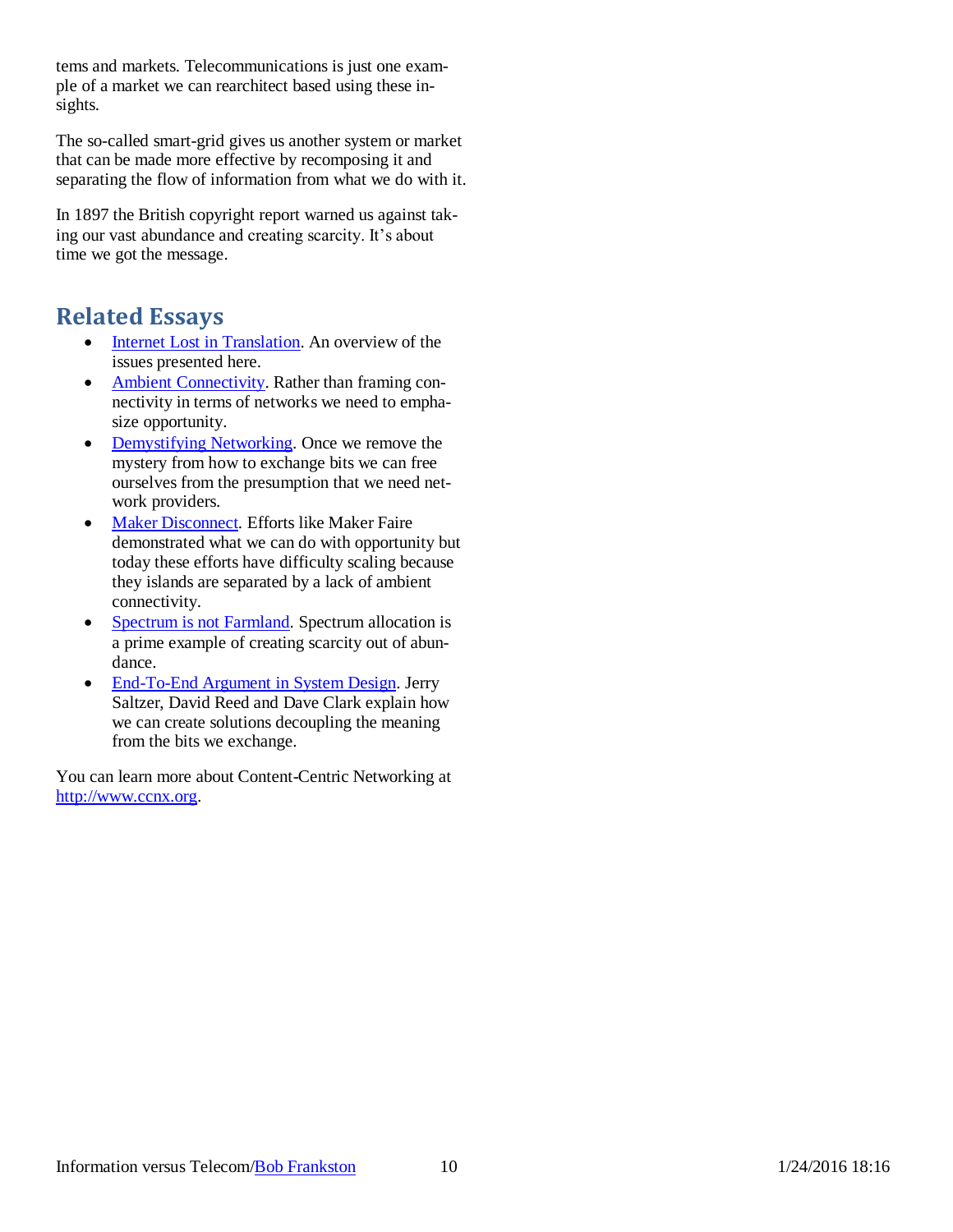tems and markets. Telecommunications is just one example of a market we can rearchitect based using these insights.

The so-called smart-grid gives us another system or market that can be made more effective by recomposing it and separating the flow of information from what we do with it.

In 1897 the British copyright report warned us against taking our vast abundance and creating scarcity. It's about time we got the message.

## Related Essays

- Internet Lost in Translation. An overview of the issues presented here.
- Ambient Connectivity. Rather than framing connectivity in terms of networks we need to emphasize opportunity.
- Demystifying Networking. Once we remove the mystery from how to exchange bits we can free ourselves from the presumption that we need network providers.
- Maker Disconnect. Efforts like Maker Faire demonstrated what we can do with opportunity but today these efforts have difficulty scaling because they islands are separated by a lack of ambient connectivity.
- Spectrum is not Farmland. Spectrum allocation is a prime example of creating scarcity out of abundance.
- End-To-End Argument in System Design. Jerry Saltzer, David Reed and Dave Clark explain how we can create solutions decoupling the meaning from the bits we exchange.

You can learn more about Content-Centric Networking at http://www.ccnx.org.